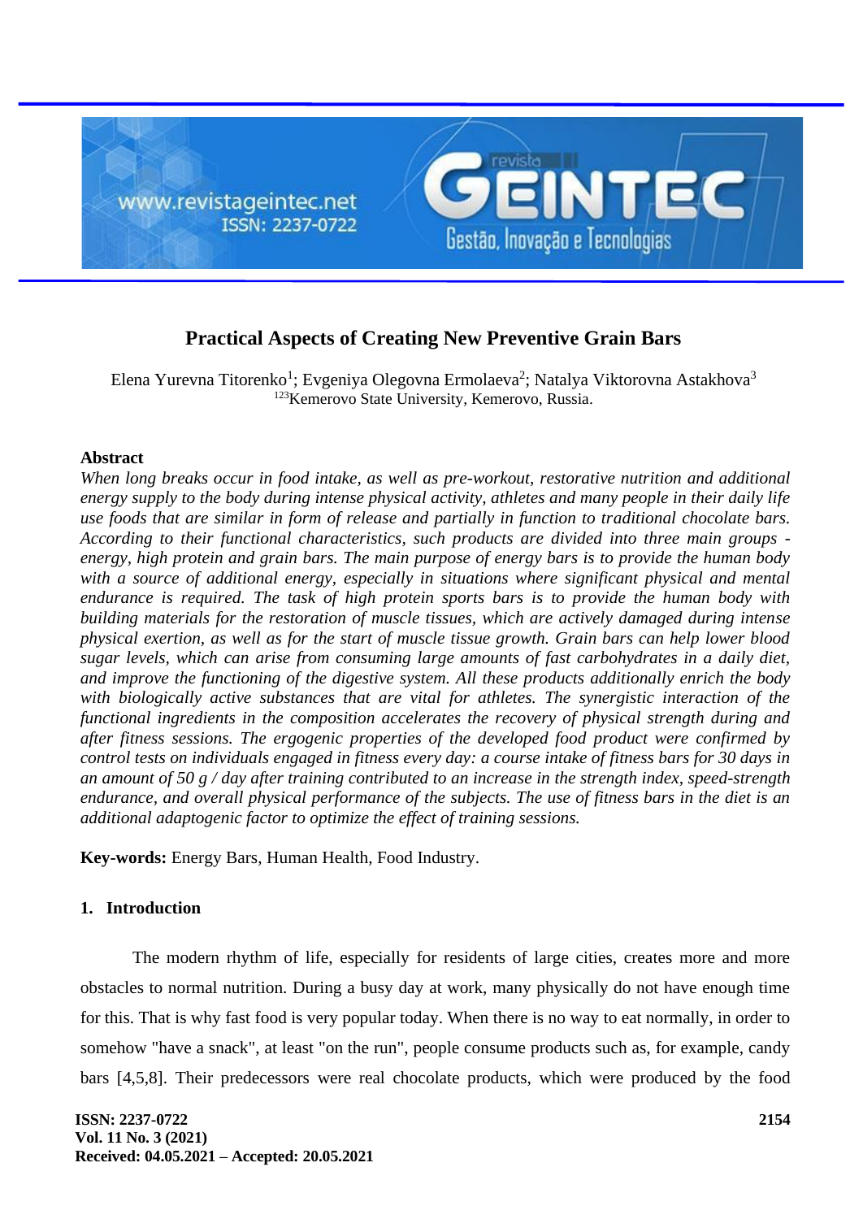# Practical Aspects of Creating New Preventive Grain Bars

Elena Yurevna Titorenko[1]; Evgeniya Olegovna Ermolaeva[2]; Natalya Viktorovna Astakhova[3]
[123]Kemerovo State University, Kemerovo, Russia.

## Abstract

*When long breaks occur in food intake, as well as pre-workout, restorative nutrition and additional energy supply to the body during intense physical activity, athletes and many people in their daily life use foods that are similar in form of release and partially in function to traditional chocolate bars. According to their functional characteristics, such products are divided into three main groups - energy, high protein and grain bars. The main purpose of energy bars is to provide the human body with a source of additional energy, especially in situations where significant physical and mental endurance is required. The task of high protein sports bars is to provide the human body with building materials for the restoration of muscle tissues, which are actively damaged during intense physical exertion, as well as for the start of muscle tissue growth. Grain bars can help lower blood sugar levels, which can arise from consuming large amounts of fast carbohydrates in a daily diet, and improve the functioning of the digestive system. All these products additionally enrich the body with biologically active substances that are vital for athletes. The synergistic interaction of the functional ingredients in the composition accelerates the recovery of physical strength during and after fitness sessions. The ergogenic properties of the developed food product were confirmed by control tests on individuals engaged in fitness every day: a course intake of fitness bars for 30 days in an amount of 50 g / day after training contributed to an increase in the strength index, speed-strength endurance, and overall physical performance of the subjects. The use of fitness bars in the diet is an additional adaptogenic factor to optimize the effect of training sessions.*

**Key-words:** Energy Bars, Human Health, Food Industry.

## 1. Introduction

The modern rhythm of life, especially for residents of large cities, creates more and more obstacles to normal nutrition. During a busy day at work, many physically do not have enough time for this. That is why fast food is very popular today. When there is no way to eat normally, in order to somehow "have a snack", at least "on the run", people consume products such as, for example, candy bars [4,5,8]. Their predecessors were real chocolate products, which were produced by the food

**ISSN: 2237-0722**
**Vol. 11 No. 3 (2021)**
**Received: 04.05.2021 – Accepted: 20.05.2021**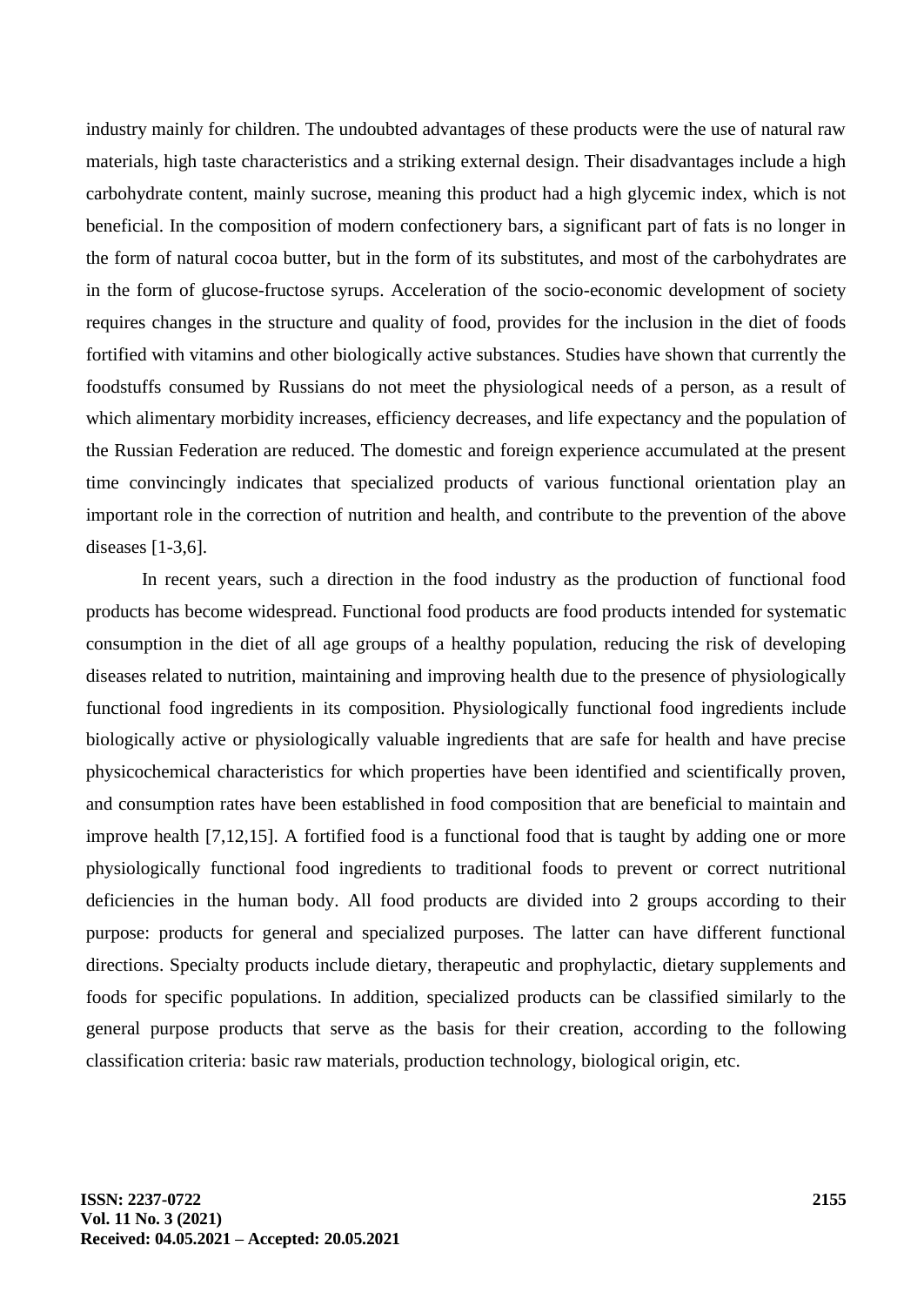industry mainly for children. The undoubted advantages of these products were the use of natural raw materials, high taste characteristics and a striking external design. Their disadvantages include a high carbohydrate content, mainly sucrose, meaning this product had a high glycemic index, which is not beneficial. In the composition of modern confectionery bars, a significant part of fats is no longer in the form of natural cocoa butter, but in the form of its substitutes, and most of the carbohydrates are in the form of glucose-fructose syrups. Acceleration of the socio-economic development of society requires changes in the structure and quality of food, provides for the inclusion in the diet of foods fortified with vitamins and other biologically active substances. Studies have shown that currently the foodstuffs consumed by Russians do not meet the physiological needs of a person, as a result of which alimentary morbidity increases, efficiency decreases, and life expectancy and the population of the Russian Federation are reduced. The domestic and foreign experience accumulated at the present time convincingly indicates that specialized products of various functional orientation play an important role in the correction of nutrition and health, and contribute to the prevention of the above diseases [1-3,6].

In recent years, such a direction in the food industry as the production of functional food products has become widespread. Functional food products are food products intended for systematic consumption in the diet of all age groups of a healthy population, reducing the risk of developing diseases related to nutrition, maintaining and improving health due to the presence of physiologically functional food ingredients in its composition. Physiologically functional food ingredients include biologically active or physiologically valuable ingredients that are safe for health and have precise physicochemical characteristics for which properties have been identified and scientifically proven, and consumption rates have been established in food composition that are beneficial to maintain and improve health [7,12,15]. A fortified food is a functional food that is taught by adding one or more physiologically functional food ingredients to traditional foods to prevent or correct nutritional deficiencies in the human body. All food products are divided into 2 groups according to their purpose: products for general and specialized purposes. The latter can have different functional directions. Specialty products include dietary, therapeutic and prophylactic, dietary supplements and foods for specific populations. In addition, specialized products can be classified similarly to the general purpose products that serve as the basis for their creation, according to the following classification criteria: basic raw materials, production technology, biological origin, etc.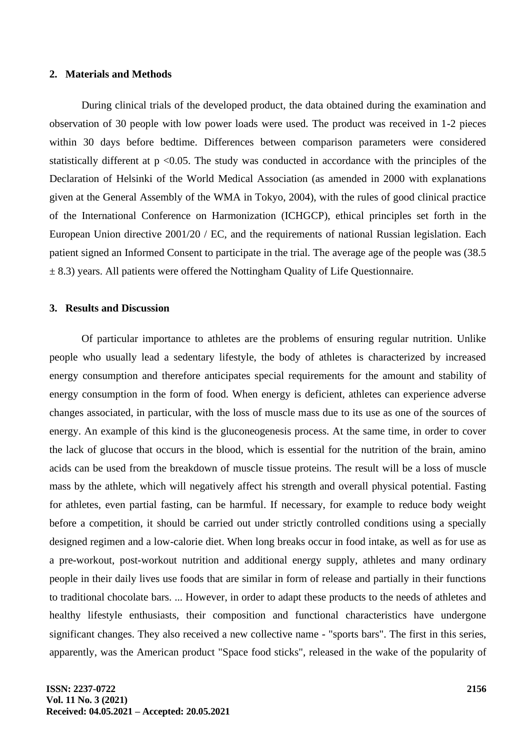## 2. Materials and Methods

During clinical trials of the developed product, the data obtained during the examination and observation of 30 people with low power loads were used. The product was received in 1-2 pieces within 30 days before bedtime. Differences between comparison parameters were considered statistically different at $p < 0.05$. The study was conducted in accordance with the principles of the Declaration of Helsinki of the World Medical Association (as amended in 2000 with explanations given at the General Assembly of the WMA in Tokyo, 2004), with the rules of good clinical practice of the International Conference on Harmonization (ICHGCP), ethical principles set forth in the European Union directive 2001/20 / EC, and the requirements of national Russian legislation. Each patient signed an Informed Consent to participate in the trial. The average age of the people was (38.5 $\pm$ 8.3) years. All patients were offered the Nottingham Quality of Life Questionnaire.

## 3. Results and Discussion

Of particular importance to athletes are the problems of ensuring regular nutrition. Unlike people who usually lead a sedentary lifestyle, the body of athletes is characterized by increased energy consumption and therefore anticipates special requirements for the amount and stability of energy consumption in the form of food. When energy is deficient, athletes can experience adverse changes associated, in particular, with the loss of muscle mass due to its use as one of the sources of energy. An example of this kind is the gluconeogenesis process. At the same time, in order to cover the lack of glucose that occurs in the blood, which is essential for the nutrition of the brain, amino acids can be used from the breakdown of muscle tissue proteins. The result will be a loss of muscle mass by the athlete, which will negatively affect his strength and overall physical potential. Fasting for athletes, even partial fasting, can be harmful. If necessary, for example to reduce body weight before a competition, it should be carried out under strictly controlled conditions using a specially designed regimen and a low-calorie diet. When long breaks occur in food intake, as well as for use as a pre-workout, post-workout nutrition and additional energy supply, athletes and many ordinary people in their daily lives use foods that are similar in form of release and partially in their functions to traditional chocolate bars. ... However, in order to adapt these products to the needs of athletes and healthy lifestyle enthusiasts, their composition and functional characteristics have undergone significant changes. They also received a new collective name - "sports bars". The first in this series, apparently, was the American product "Space food sticks", released in the wake of the popularity of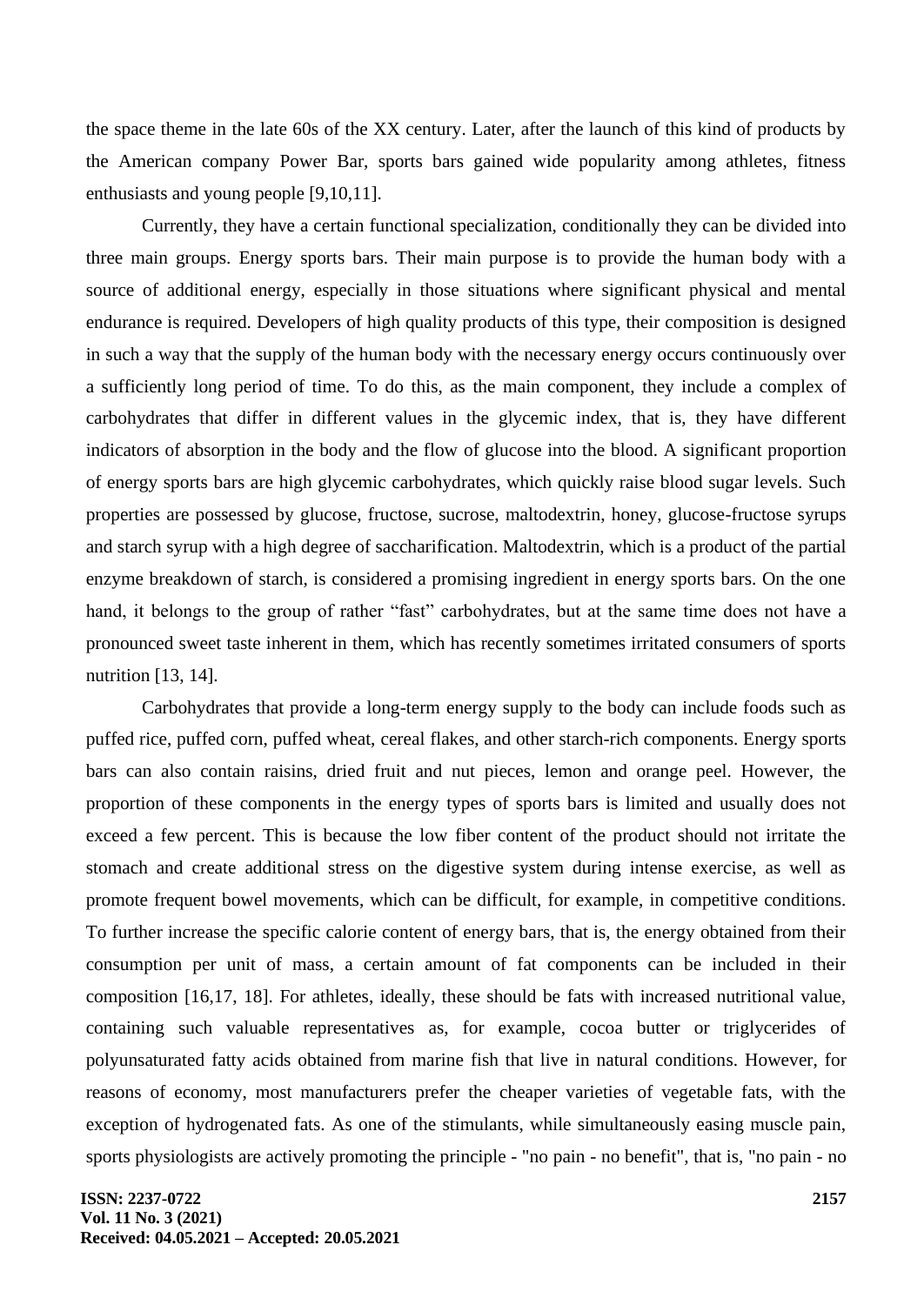the space theme in the late 60s of the XX century. Later, after the launch of this kind of products by the American company Power Bar, sports bars gained wide popularity among athletes, fitness enthusiasts and young people [9,10,11].

Currently, they have a certain functional specialization, conditionally they can be divided into three main groups. Energy sports bars. Their main purpose is to provide the human body with a source of additional energy, especially in those situations where significant physical and mental endurance is required. Developers of high quality products of this type, their composition is designed in such a way that the supply of the human body with the necessary energy occurs continuously over a sufficiently long period of time. To do this, as the main component, they include a complex of carbohydrates that differ in different values in the glycemic index, that is, they have different indicators of absorption in the body and the flow of glucose into the blood. A significant proportion of energy sports bars are high glycemic carbohydrates, which quickly raise blood sugar levels. Such properties are possessed by glucose, fructose, sucrose, maltodextrin, honey, glucose-fructose syrups and starch syrup with a high degree of saccharification. Maltodextrin, which is a product of the partial enzyme breakdown of starch, is considered a promising ingredient in energy sports bars. On the one hand, it belongs to the group of rather "fast" carbohydrates, but at the same time does not have a pronounced sweet taste inherent in them, which has recently sometimes irritated consumers of sports nutrition [13, 14].

Carbohydrates that provide a long-term energy supply to the body can include foods such as puffed rice, puffed corn, puffed wheat, cereal flakes, and other starch-rich components. Energy sports bars can also contain raisins, dried fruit and nut pieces, lemon and orange peel. However, the proportion of these components in the energy types of sports bars is limited and usually does not exceed a few percent. This is because the low fiber content of the product should not irritate the stomach and create additional stress on the digestive system during intense exercise, as well as promote frequent bowel movements, which can be difficult, for example, in competitive conditions. To further increase the specific calorie content of energy bars, that is, the energy obtained from their consumption per unit of mass, a certain amount of fat components can be included in their composition [16,17, 18]. For athletes, ideally, these should be fats with increased nutritional value, containing such valuable representatives as, for example, cocoa butter or triglycerides of polyunsaturated fatty acids obtained from marine fish that live in natural conditions. However, for reasons of economy, most manufacturers prefer the cheaper varieties of vegetable fats, with the exception of hydrogenated fats. As one of the stimulants, while simultaneously easing muscle pain, sports physiologists are actively promoting the principle - "no pain - no benefit", that is, "no pain - no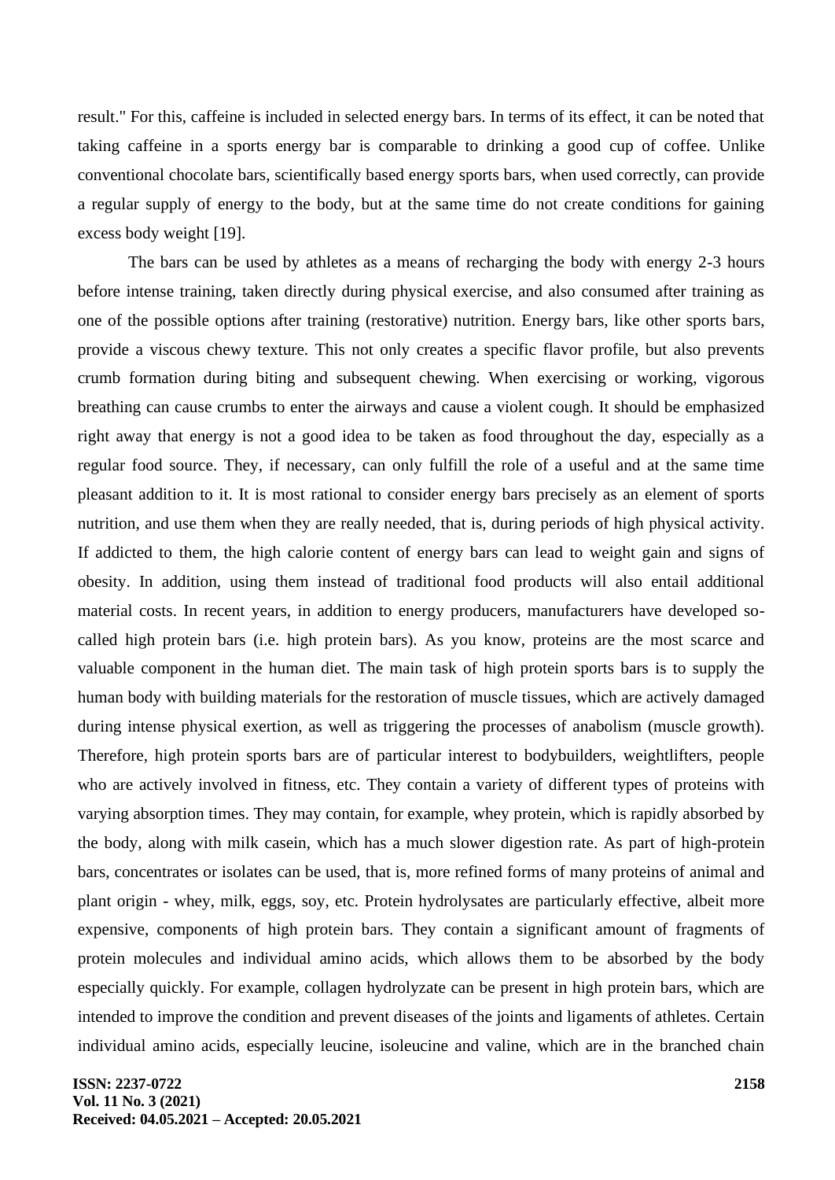result." For this, caffeine is included in selected energy bars. In terms of its effect, it can be noted that taking caffeine in a sports energy bar is comparable to drinking a good cup of coffee. Unlike conventional chocolate bars, scientifically based energy sports bars, when used correctly, can provide a regular supply of energy to the body, but at the same time do not create conditions for gaining excess body weight [19].

The bars can be used by athletes as a means of recharging the body with energy 2-3 hours before intense training, taken directly during physical exercise, and also consumed after training as one of the possible options after training (restorative) nutrition. Energy bars, like other sports bars, provide a viscous chewy texture. This not only creates a specific flavor profile, but also prevents crumb formation during biting and subsequent chewing. When exercising or working, vigorous breathing can cause crumbs to enter the airways and cause a violent cough. It should be emphasized right away that energy is not a good idea to be taken as food throughout the day, especially as a regular food source. They, if necessary, can only fulfill the role of a useful and at the same time pleasant addition to it. It is most rational to consider energy bars precisely as an element of sports nutrition, and use them when they are really needed, that is, during periods of high physical activity. If addicted to them, the high calorie content of energy bars can lead to weight gain and signs of obesity. In addition, using them instead of traditional food products will also entail additional material costs. In recent years, in addition to energy producers, manufacturers have developed so-called high protein bars (i.e. high protein bars). As you know, proteins are the most scarce and valuable component in the human diet. The main task of high protein sports bars is to supply the human body with building materials for the restoration of muscle tissues, which are actively damaged during intense physical exertion, as well as triggering the processes of anabolism (muscle growth). Therefore, high protein sports bars are of particular interest to bodybuilders, weightlifters, people who are actively involved in fitness, etc. They contain a variety of different types of proteins with varying absorption times. They may contain, for example, whey protein, which is rapidly absorbed by the body, along with milk casein, which has a much slower digestion rate. As part of high-protein bars, concentrates or isolates can be used, that is, more refined forms of many proteins of animal and plant origin - whey, milk, eggs, soy, etc. Protein hydrolysates are particularly effective, albeit more expensive, components of high protein bars. They contain a significant amount of fragments of protein molecules and individual amino acids, which allows them to be absorbed by the body especially quickly. For example, collagen hydrolyzate can be present in high protein bars, which are intended to improve the condition and prevent diseases of the joints and ligaments of athletes. Certain individual amino acids, especially leucine, isoleucine and valine, which are in the branched chain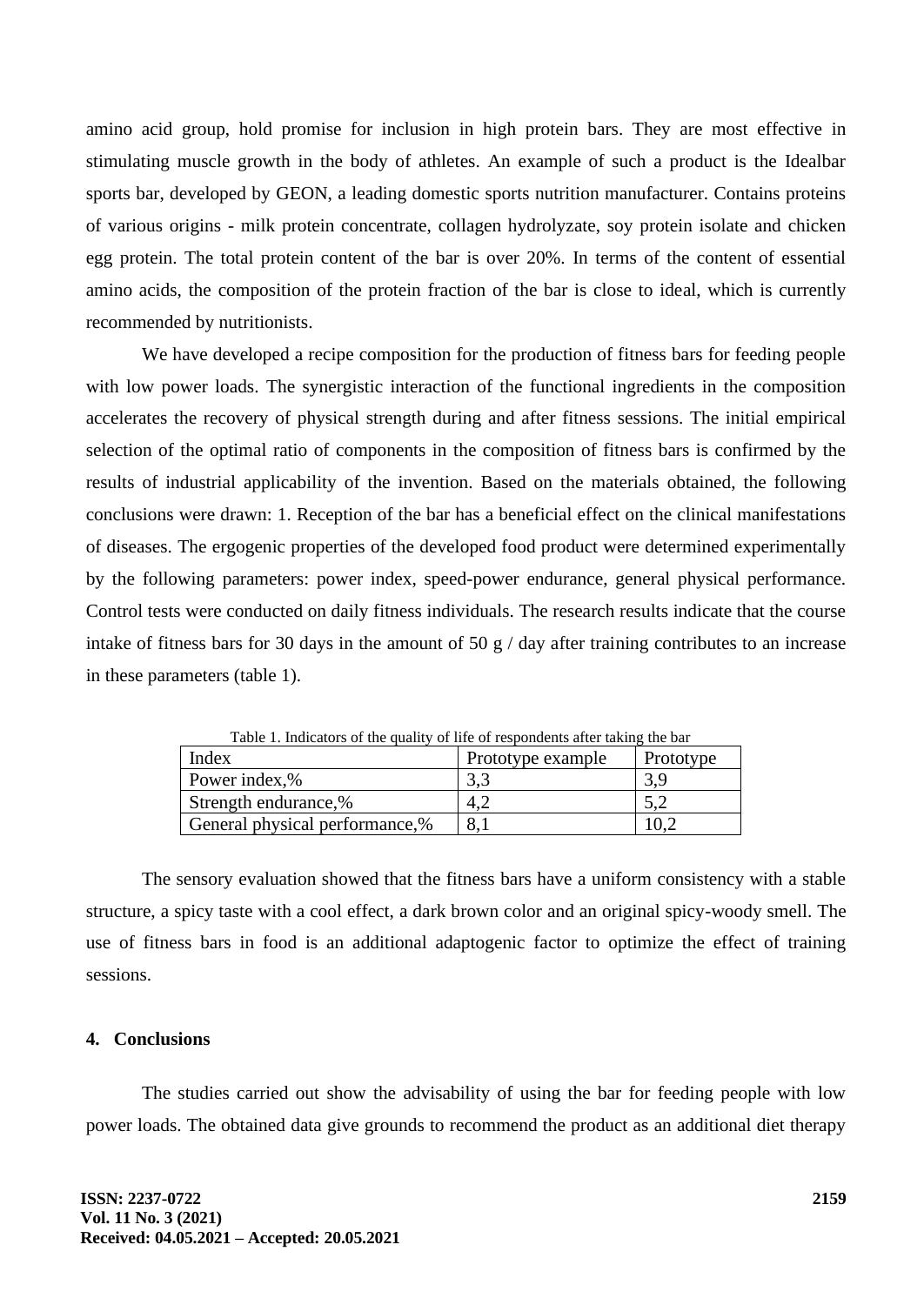amino acid group, hold promise for inclusion in high protein bars. They are most effective in stimulating muscle growth in the body of athletes. An example of such a product is the Idealbar sports bar, developed by GEON, a leading domestic sports nutrition manufacturer. Contains proteins of various origins - milk protein concentrate, collagen hydrolyzate, soy protein isolate and chicken egg protein. The total protein content of the bar is over 20%. In terms of the content of essential amino acids, the composition of the protein fraction of the bar is close to ideal, which is currently recommended by nutritionists.

We have developed a recipe composition for the production of fitness bars for feeding people with low power loads. The synergistic interaction of the functional ingredients in the composition accelerates the recovery of physical strength during and after fitness sessions. The initial empirical selection of the optimal ratio of components in the composition of fitness bars is confirmed by the results of industrial applicability of the invention. Based on the materials obtained, the following conclusions were drawn: 1. Reception of the bar has a beneficial effect on the clinical manifestations of diseases. The ergogenic properties of the developed food product were determined experimentally by the following parameters: power index, speed-power endurance, general physical performance. Control tests were conducted on daily fitness individuals. The research results indicate that the course intake of fitness bars for 30 days in the amount of 50 g / day after training contributes to an increase in these parameters (table 1).

Table 1. Indicators of the quality of life of respondents after taking the bar

| Index | Prototype example | Prototype |
|---|---|---|
| Power index,% | 3,3 | 3,9 |
| Strength endurance,% | 4,2 | 5,2 |
| General physical performance,% | 8,1 | 10,2 |

The sensory evaluation showed that the fitness bars have a uniform consistency with a stable structure, a spicy taste with a cool effect, a dark brown color and an original spicy-woody smell. The use of fitness bars in food is an additional adaptogenic factor to optimize the effect of training sessions.

## 4. Conclusions

The studies carried out show the advisability of using the bar for feeding people with low power loads. The obtained data give grounds to recommend the product as an additional diet therapy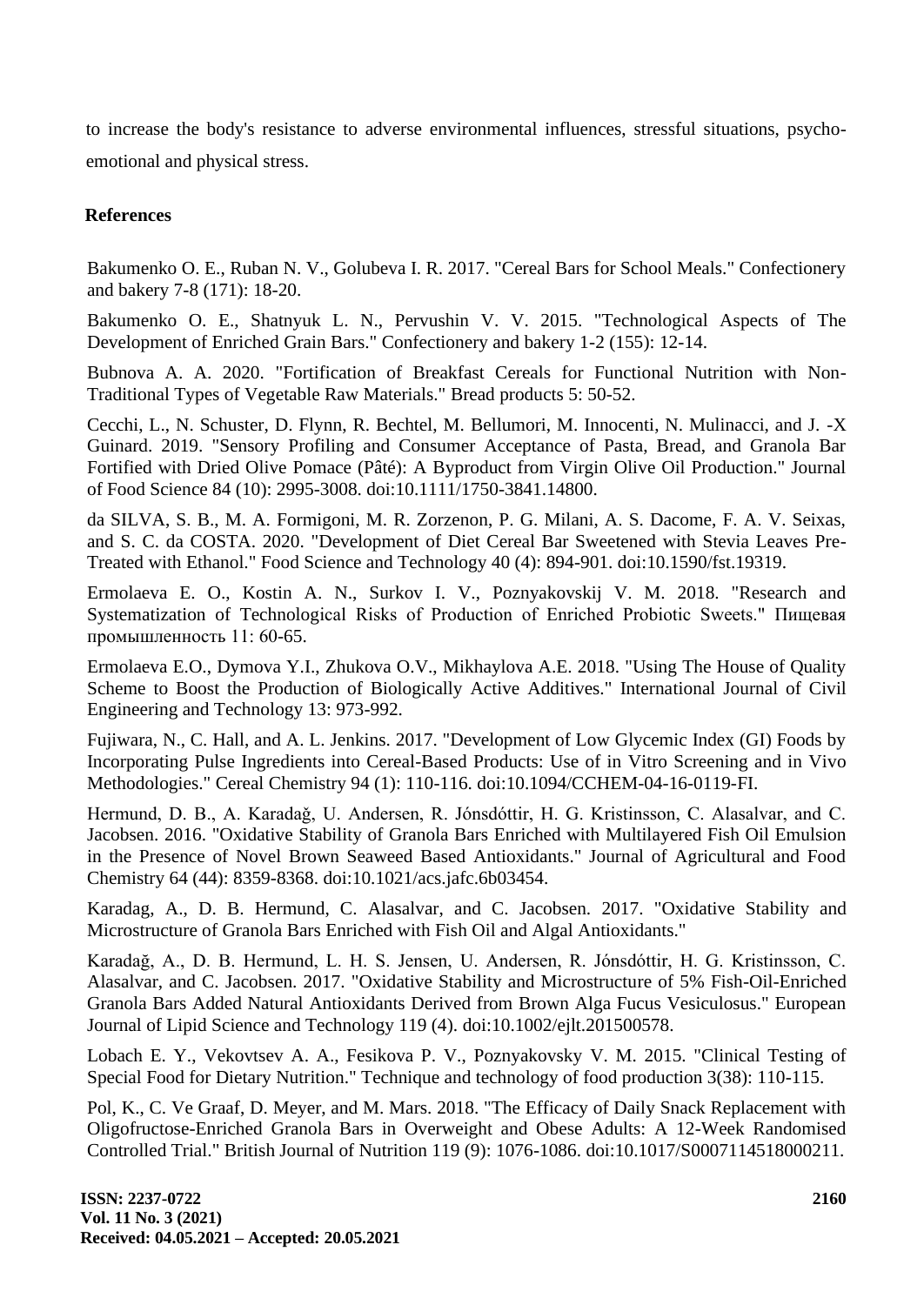to increase the body's resistance to adverse environmental influences, stressful situations, psycho-emotional and physical stress.

## References

Bakumenko O. E., Ruban N. V., Golubeva I. R. 2017. "Cereal Bars for School Meals." Confectionery and bakery 7-8 (171): 18-20.

Bakumenko O. E., Shatnyuk L. N., Pervushin V. V. 2015. "Technological Aspects of The Development of Enriched Grain Bars." Confectionery and bakery 1-2 (155): 12-14.

Bubnova A. A. 2020. "Fortification of Breakfast Cereals for Functional Nutrition with Non-Traditional Types of Vegetable Raw Materials." Bread products 5: 50-52.

Cecchi, L., N. Schuster, D. Flynn, R. Bechtel, M. Bellumori, M. Innocenti, N. Mulinacci, and J. -X Guinard. 2019. "Sensory Profiling and Consumer Acceptance of Pasta, Bread, and Granola Bar Fortified with Dried Olive Pomace (Pâté): A Byproduct from Virgin Olive Oil Production." Journal of Food Science 84 (10): 2995-3008. doi:10.1111/1750-3841.14800.

da SILVA, S. B., M. A. Formigoni, M. R. Zorzenon, P. G. Milani, A. S. Dacome, F. A. V. Seixas, and S. C. da COSTA. 2020. "Development of Diet Cereal Bar Sweetened with Stevia Leaves Pre-Treated with Ethanol." Food Science and Technology 40 (4): 894-901. doi:10.1590/fst.19319.

Ermolaeva E. O., Kostin A. N., Surkov I. V., Poznyakovskij V. M. 2018. "Research and Systematization of Technological Risks of Production of Enriched Probiotic Sweets." Пищевая промышленность 11: 60-65.

Ermolaeva E.O., Dymova Y.I., Zhukova O.V., Mikhaylova A.E. 2018. "Using The House of Quality Scheme to Boost the Production of Biologically Active Additives." International Journal of Civil Engineering and Technology 13: 973-992.

Fujiwara, N., C. Hall, and A. L. Jenkins. 2017. "Development of Low Glycemic Index (GI) Foods by Incorporating Pulse Ingredients into Cereal-Based Products: Use of in Vitro Screening and in Vivo Methodologies." Cereal Chemistry 94 (1): 110-116. doi:10.1094/CCHEM-04-16-0119-FI.

Hermund, D. B., A. Karadağ, U. Andersen, R. Jónsdóttir, H. G. Kristinsson, C. Alasalvar, and C. Jacobsen. 2016. "Oxidative Stability of Granola Bars Enriched with Multilayered Fish Oil Emulsion in the Presence of Novel Brown Seaweed Based Antioxidants." Journal of Agricultural and Food Chemistry 64 (44): 8359-8368. doi:10.1021/acs.jafc.6b03454.

Karadag, A., D. B. Hermund, C. Alasalvar, and C. Jacobsen. 2017. "Oxidative Stability and Microstructure of Granola Bars Enriched with Fish Oil and Algal Antioxidants."

Karadağ, A., D. B. Hermund, L. H. S. Jensen, U. Andersen, R. Jónsdóttir, H. G. Kristinsson, C. Alasalvar, and C. Jacobsen. 2017. "Oxidative Stability and Microstructure of 5% Fish-Oil-Enriched Granola Bars Added Natural Antioxidants Derived from Brown Alga Fucus Vesiculosus." European Journal of Lipid Science and Technology 119 (4). doi:10.1002/ejlt.201500578.

Lobach E. Y., Vekovtsev A. A., Fesikova P. V., Poznyakovsky V. M. 2015. "Clinical Testing of Special Food for Dietary Nutrition." Technique and technology of food production 3(38): 110-115.

Pol, K., C. Ve Graaf, D. Meyer, and M. Mars. 2018. "The Efficacy of Daily Snack Replacement with Oligofructose-Enriched Granola Bars in Overweight and Obese Adults: A 12-Week Randomised Controlled Trial." British Journal of Nutrition 119 (9): 1076-1086. doi:10.1017/S0007114518000211.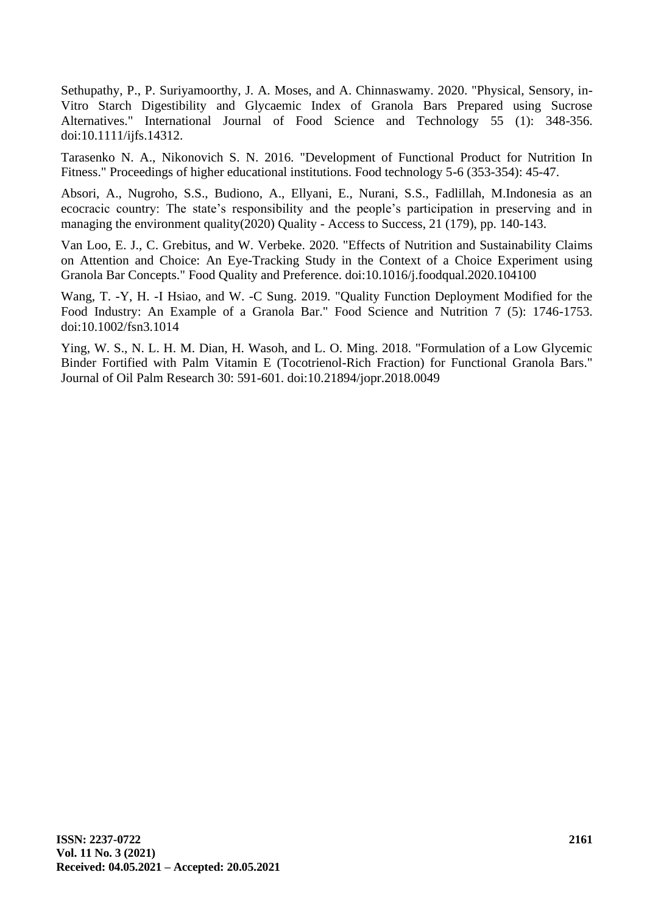Sethupathy, P., P. Suriyamoorthy, J. A. Moses, and A. Chinnaswamy. 2020. "Physical, Sensory, in-Vitro Starch Digestibility and Glycaemic Index of Granola Bars Prepared using Sucrose Alternatives." International Journal of Food Science and Technology 55 (1): 348-356. doi:10.1111/ijfs.14312.

Tarasenko N. A., Nikonovich S. N. 2016. "Development of Functional Product for Nutrition In Fitness." Proceedings of higher educational institutions. Food technology 5-6 (353-354): 45-47.

Absori, A., Nugroho, S.S., Budiono, A., Ellyani, E., Nurani, S.S., Fadlillah, M.Indonesia as an ecocracic country: The state's responsibility and the people's participation in preserving and in managing the environment quality(2020) Quality - Access to Success, 21 (179), pp. 140-143.

Van Loo, E. J., C. Grebitus, and W. Verbeke. 2020. "Effects of Nutrition and Sustainability Claims on Attention and Choice: An Eye-Tracking Study in the Context of a Choice Experiment using Granola Bar Concepts." Food Quality and Preference. doi:10.1016/j.foodqual.2020.104100

Wang, T. -Y, H. -I Hsiao, and W. -C Sung. 2019. "Quality Function Deployment Modified for the Food Industry: An Example of a Granola Bar." Food Science and Nutrition 7 (5): 1746-1753. doi:10.1002/fsn3.1014

Ying, W. S., N. L. H. M. Dian, H. Wasoh, and L. O. Ming. 2018. "Formulation of a Low Glycemic Binder Fortified with Palm Vitamin E (Tocotrienol-Rich Fraction) for Functional Granola Bars." Journal of Oil Palm Research 30: 591-601. doi:10.21894/jopr.2018.0049